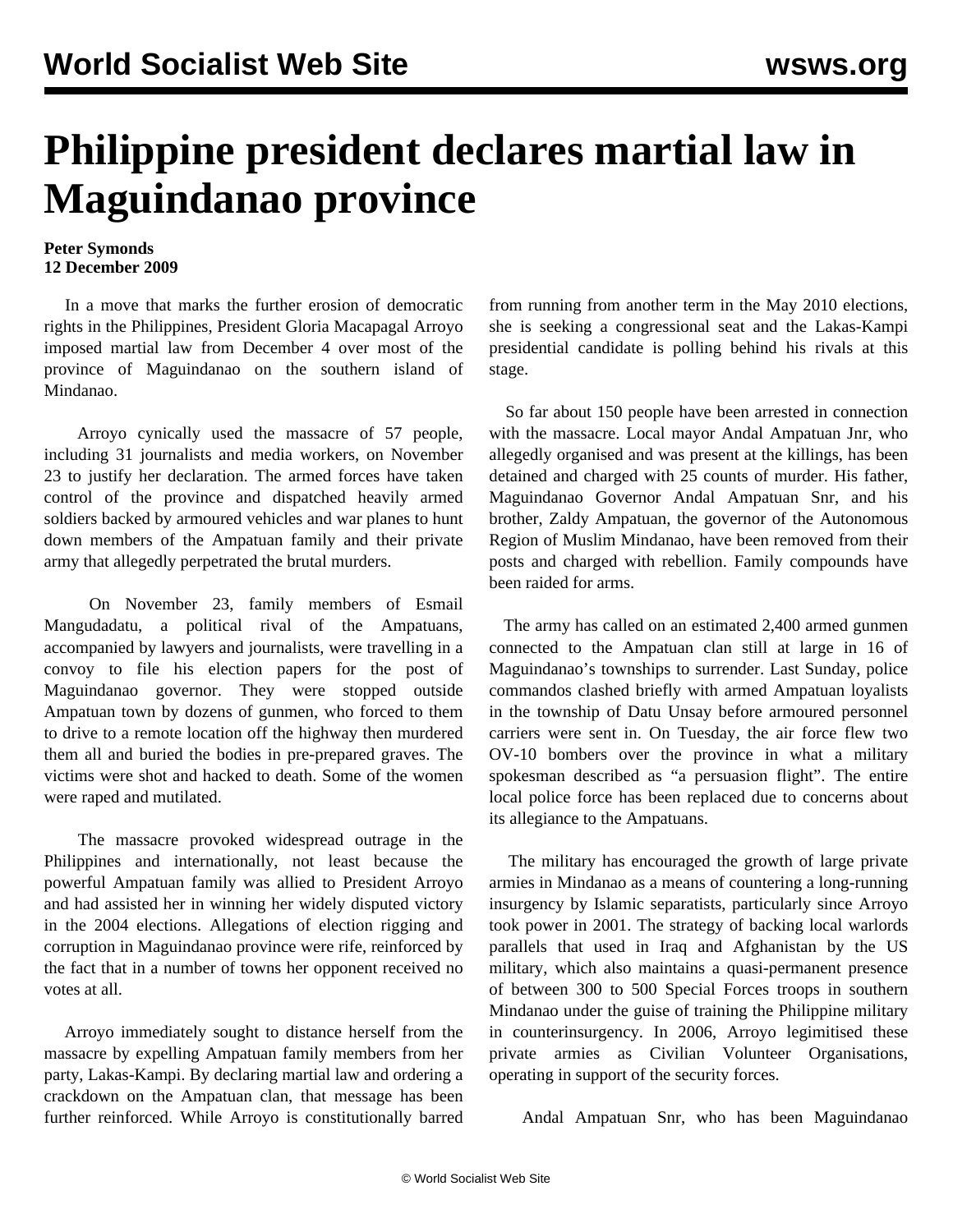# Philippine president declares martial law in Maguindanao province

**Peter Symonds**
**12 December 2009**

In a move that marks the further erosion of democratic rights in the Philippines, President Gloria Macapagal Arroyo imposed martial law from December 4 over most of the province of Maguindanao on the southern island of Mindanao.

Arroyo cynically used the massacre of 57 people, including 31 journalists and media workers, on November 23 to justify her declaration. The armed forces have taken control of the province and dispatched heavily armed soldiers backed by armoured vehicles and war planes to hunt down members of the Ampatuan family and their private army that allegedly perpetrated the brutal murders.

On November 23, family members of Esmail Mangudadatu, a political rival of the Ampatuans, accompanied by lawyers and journalists, were travelling in a convoy to file his election papers for the post of Maguindanao governor. They were stopped outside Ampatuan town by dozens of gunmen, who forced to them to drive to a remote location off the highway then murdered them all and buried the bodies in pre-prepared graves. The victims were shot and hacked to death. Some of the women were raped and mutilated.

The massacre provoked widespread outrage in the Philippines and internationally, not least because the powerful Ampatuan family was allied to President Arroyo and had assisted her in winning her widely disputed victory in the 2004 elections. Allegations of election rigging and corruption in Maguindanao province were rife, reinforced by the fact that in a number of towns her opponent received no votes at all.

Arroyo immediately sought to distance herself from the massacre by expelling Ampatuan family members from her party, Lakas-Kampi. By declaring martial law and ordering a crackdown on the Ampatuan clan, that message has been further reinforced. While Arroyo is constitutionally barred from running from another term in the May 2010 elections, she is seeking a congressional seat and the Lakas-Kampi presidential candidate is polling behind his rivals at this stage.

So far about 150 people have been arrested in connection with the massacre. Local mayor Andal Ampatuan Jnr, who allegedly organised and was present at the killings, has been detained and charged with 25 counts of murder. His father, Maguindanao Governor Andal Ampatuan Snr, and his brother, Zaldy Ampatuan, the governor of the Autonomous Region of Muslim Mindanao, have been removed from their posts and charged with rebellion. Family compounds have been raided for arms.

The army has called on an estimated 2,400 armed gunmen connected to the Ampatuan clan still at large in 16 of Maguindanao's townships to surrender. Last Sunday, police commandos clashed briefly with armed Ampatuan loyalists in the township of Datu Unsay before armoured personnel carriers were sent in. On Tuesday, the air force flew two OV-10 bombers over the province in what a military spokesman described as "a persuasion flight". The entire local police force has been replaced due to concerns about its allegiance to the Ampatuans.

The military has encouraged the growth of large private armies in Mindanao as a means of countering a long-running insurgency by Islamic separatists, particularly since Arroyo took power in 2001. The strategy of backing local warlords parallels that used in Iraq and Afghanistan by the US military, which also maintains a quasi-permanent presence of between 300 to 500 Special Forces troops in southern Mindanao under the guise of training the Philippine military in counterinsurgency. In 2006, Arroyo legimitised these private armies as Civilian Volunteer Organisations, operating in support of the security forces.

Andal Ampatuan Snr, who has been Maguindanao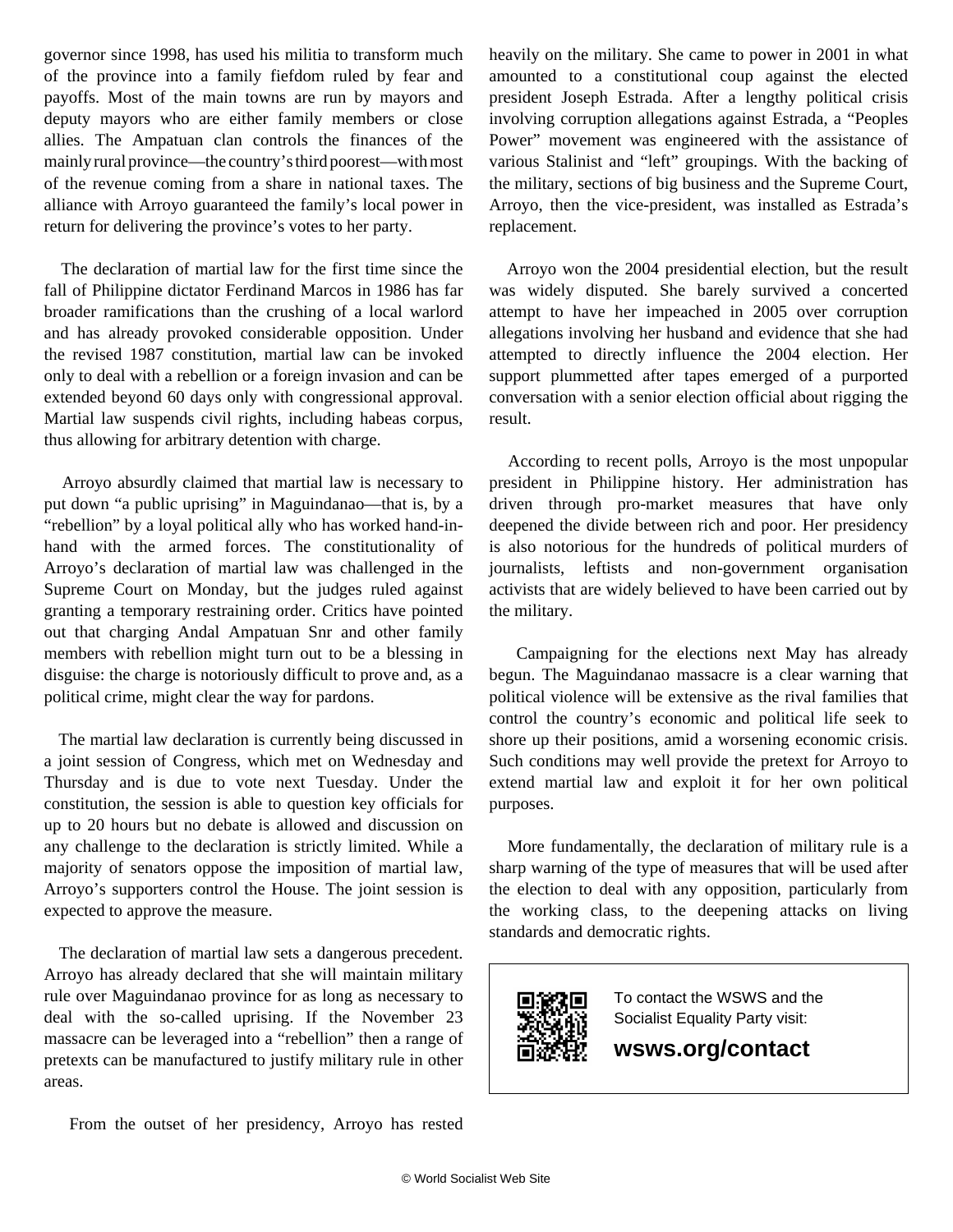governor since 1998, has used his militia to transform much of the province into a family fiefdom ruled by fear and payoffs. Most of the main towns are run by mayors and deputy mayors who are either family members or close allies. The Ampatuan clan controls the finances of the mainly rural province—the country's third poorest—with most of the revenue coming from a share in national taxes. The alliance with Arroyo guaranteed the family's local power in return for delivering the province's votes to her party.

The declaration of martial law for the first time since the fall of Philippine dictator Ferdinand Marcos in 1986 has far broader ramifications than the crushing of a local warlord and has already provoked considerable opposition. Under the revised 1987 constitution, martial law can be invoked only to deal with a rebellion or a foreign invasion and can be extended beyond 60 days only with congressional approval. Martial law suspends civil rights, including habeas corpus, thus allowing for arbitrary detention with charge.

Arroyo absurdly claimed that martial law is necessary to put down "a public uprising" in Maguindanao—that is, by a "rebellion" by a loyal political ally who has worked hand-in-hand with the armed forces. The constitutionality of Arroyo's declaration of martial law was challenged in the Supreme Court on Monday, but the judges ruled against granting a temporary restraining order. Critics have pointed out that charging Andal Ampatuan Snr and other family members with rebellion might turn out to be a blessing in disguise: the charge is notoriously difficult to prove and, as a political crime, might clear the way for pardons.

The martial law declaration is currently being discussed in a joint session of Congress, which met on Wednesday and Thursday and is due to vote next Tuesday. Under the constitution, the session is able to question key officials for up to 20 hours but no debate is allowed and discussion on any challenge to the declaration is strictly limited. While a majority of senators oppose the imposition of martial law, Arroyo's supporters control the House. The joint session is expected to approve the measure.

The declaration of martial law sets a dangerous precedent. Arroyo has already declared that she will maintain military rule over Maguindanao province for as long as necessary to deal with the so-called uprising. If the November 23 massacre can be leveraged into a "rebellion" then a range of pretexts can be manufactured to justify military rule in other areas.

From the outset of her presidency, Arroyo has rested heavily on the military. She came to power in 2001 in what amounted to a constitutional coup against the elected president Joseph Estrada. After a lengthy political crisis involving corruption allegations against Estrada, a "Peoples Power" movement was engineered with the assistance of various Stalinist and "left" groupings. With the backing of the military, sections of big business and the Supreme Court, Arroyo, then the vice-president, was installed as Estrada's replacement.

Arroyo won the 2004 presidential election, but the result was widely disputed. She barely survived a concerted attempt to have her impeached in 2005 over corruption allegations involving her husband and evidence that she had attempted to directly influence the 2004 election. Her support plummetted after tapes emerged of a purported conversation with a senior election official about rigging the result.

According to recent polls, Arroyo is the most unpopular president in Philippine history. Her administration has driven through pro-market measures that have only deepened the divide between rich and poor. Her presidency is also notorious for the hundreds of political murders of journalists, leftists and non-government organisation activists that are widely believed to have been carried out by the military.

Campaigning for the elections next May has already begun. The Maguindanao massacre is a clear warning that political violence will be extensive as the rival families that control the country's economic and political life seek to shore up their positions, amid a worsening economic crisis. Such conditions may well provide the pretext for Arroyo to extend martial law and exploit it for her own political purposes.

More fundamentally, the declaration of military rule is a sharp warning of the type of measures that will be used after the election to deal with any opposition, particularly from the working class, to the deepening attacks on living standards and democratic rights.

To contact the WSWS and the Socialist Equality Party visit:

**wsws.org/contact**